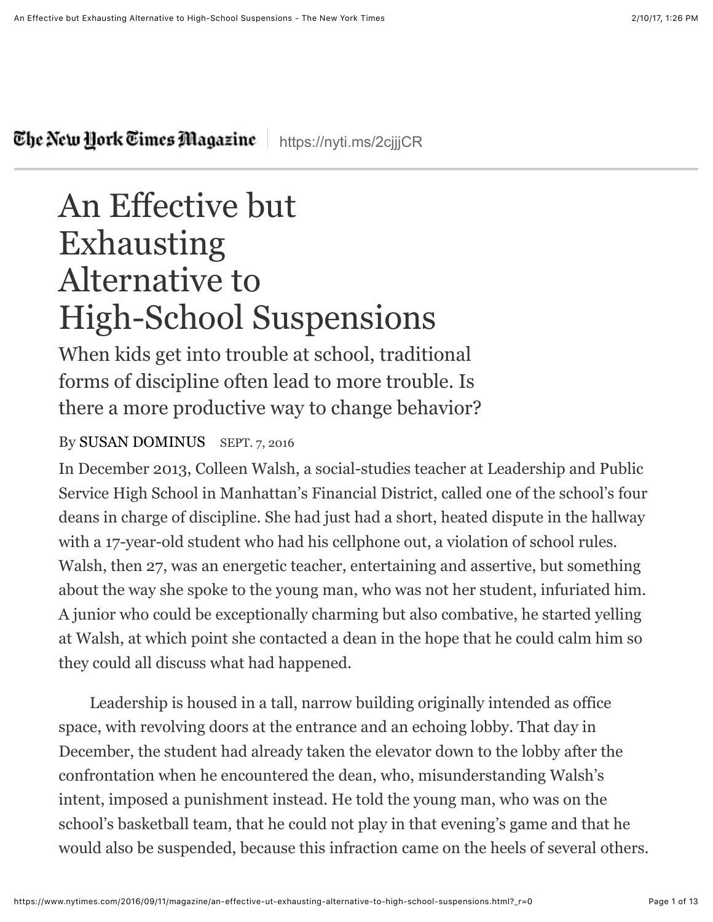The New York Times Magazine | https://nyti.ms/2cjjjCR

# An Effective but Exhausting Alternative to High-School Suspensions

## When kids get into trouble at school, traditional forms of discipline often lead to more trouble. Is there a more productive way to change behavior?

By SUSAN DOMINUS SEPT. 7, 2016

In December 2013, Colleen Walsh, a social-studies teacher at Leadership and Public Service High School in Manhattan's Financial District, called one of the school's four deans in charge of discipline. She had just had a short, heated dispute in the hallway with a 17-year-old student who had his cellphone out, a violation of school rules. Walsh, then 27, was an energetic teacher, entertaining and assertive, but something about the way she spoke to the young man, who was not her student, infuriated him. A junior who could be exceptionally charming but also combative, he started yelling at Walsh, at which point she contacted a dean in the hope that he could calm him so they could all discuss what had happened.

Leadership is housed in a tall, narrow building originally intended as office space, with revolving doors at the entrance and an echoing lobby. That day in December, the student had already taken the elevator down to the lobby after the confrontation when he encountered the dean, who, misunderstanding Walsh's intent, imposed a punishment instead. He told the young man, who was on the school's basketball team, that he could not play in that evening's game and that he would also be suspended, because this infraction came on the heels of several others.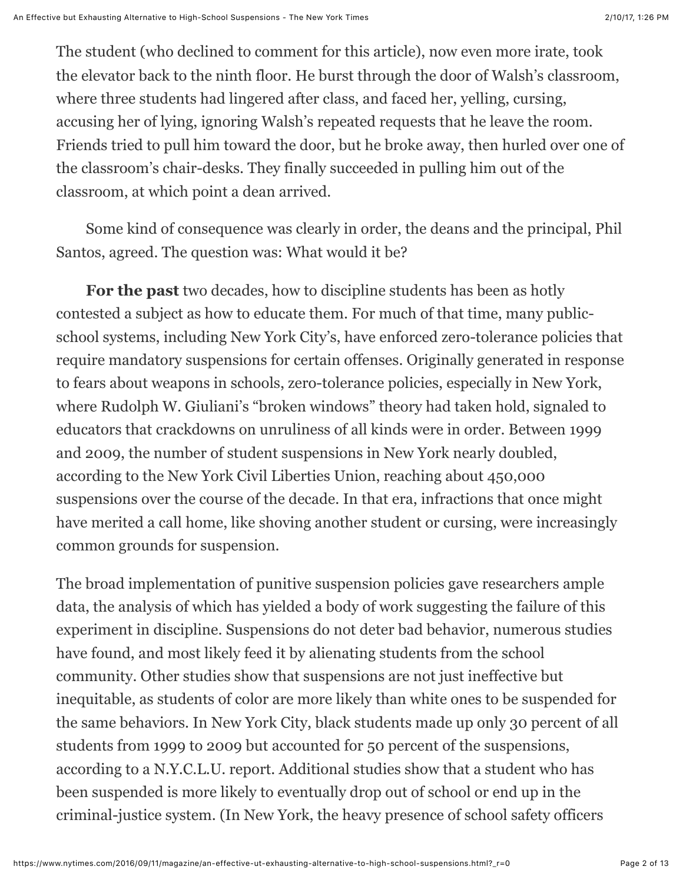The student (who declined to comment for this article), now even more irate, took the elevator back to the ninth floor. He burst through the door of Walsh's classroom, where three students had lingered after class, and faced her, yelling, cursing, accusing her of lying, ignoring Walsh's repeated requests that he leave the room. Friends tried to pull him toward the door, but he broke away, then hurled over one of the classroom's chair-desks. They finally succeeded in pulling him out of the classroom, at which point a dean arrived.

Some kind of consequence was clearly in order, the deans and the principal, Phil Santos, agreed. The question was: What would it be?

**For the past** two decades, how to discipline students has been as hotly contested a subject as how to educate them. For much of that time, many public-school systems, including New York City's, have enforced zero-tolerance policies that require mandatory suspensions for certain offenses. Originally generated in response to fears about weapons in schools, zero-tolerance policies, especially in New York, where Rudolph W. Giuliani's "broken windows" theory had taken hold, signaled to educators that crackdowns on unruliness of all kinds were in order. Between 1999 and 2009, the number of student suspensions in New York nearly doubled, according to the New York Civil Liberties Union, reaching about 450,000 suspensions over the course of the decade. In that era, infractions that once might have merited a call home, like shoving another student or cursing, were increasingly common grounds for suspension.

The broad implementation of punitive suspension policies gave researchers ample data, the analysis of which has yielded a body of work suggesting the failure of this experiment in discipline. Suspensions do not deter bad behavior, numerous studies have found, and most likely feed it by alienating students from the school community. Other studies show that suspensions are not just ineffective but inequitable, as students of color are more likely than white ones to be suspended for the same behaviors. In New York City, black students made up only 30 percent of all students from 1999 to 2009 but accounted for 50 percent of the suspensions, according to a N.Y.C.L.U. report. Additional studies show that a student who has been suspended is more likely to eventually drop out of school or end up in the criminal-justice system. (In New York, the heavy presence of school safety officers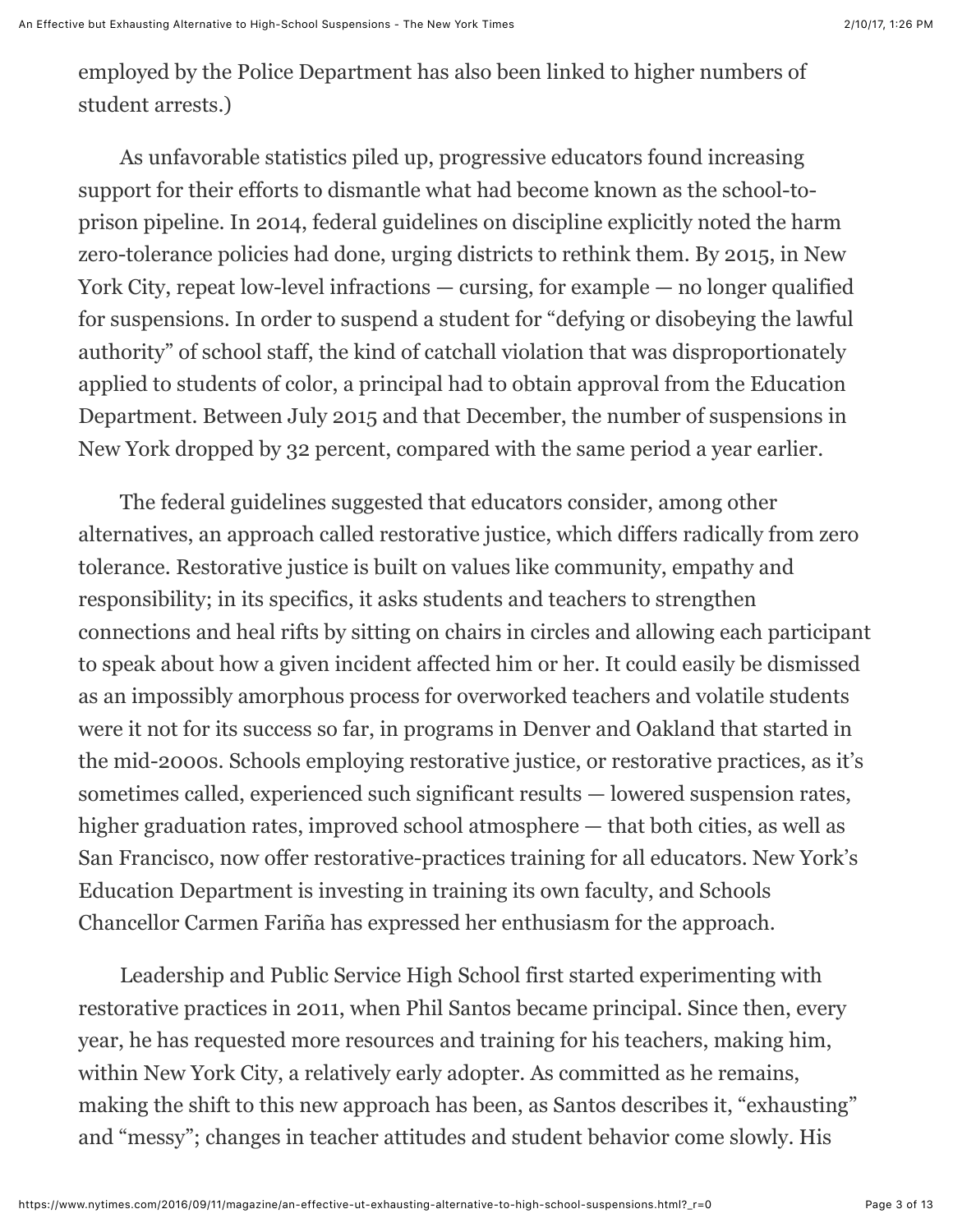employed by the Police Department has also been linked to higher numbers of student arrests.)

As unfavorable statistics piled up, progressive educators found increasing support for their efforts to dismantle what had become known as the school-to-prison pipeline. In 2014, federal guidelines on discipline explicitly noted the harm zero-tolerance policies had done, urging districts to rethink them. By 2015, in New York City, repeat low-level infractions — cursing, for example — no longer qualified for suspensions. In order to suspend a student for "defying or disobeying the lawful authority" of school staff, the kind of catchall violation that was disproportionately applied to students of color, a principal had to obtain approval from the Education Department. Between July 2015 and that December, the number of suspensions in New York dropped by 32 percent, compared with the same period a year earlier.

The federal guidelines suggested that educators consider, among other alternatives, an approach called restorative justice, which differs radically from zero tolerance. Restorative justice is built on values like community, empathy and responsibility; in its specifics, it asks students and teachers to strengthen connections and heal rifts by sitting on chairs in circles and allowing each participant to speak about how a given incident affected him or her. It could easily be dismissed as an impossibly amorphous process for overworked teachers and volatile students were it not for its success so far, in programs in Denver and Oakland that started in the mid-2000s. Schools employing restorative justice, or restorative practices, as it's sometimes called, experienced such significant results — lowered suspension rates, higher graduation rates, improved school atmosphere — that both cities, as well as San Francisco, now offer restorative-practices training for all educators. New York's Education Department is investing in training its own faculty, and Schools Chancellor Carmen Fariña has expressed her enthusiasm for the approach.

Leadership and Public Service High School first started experimenting with restorative practices in 2011, when Phil Santos became principal. Since then, every year, he has requested more resources and training for his teachers, making him, within New York City, a relatively early adopter. As committed as he remains, making the shift to this new approach has been, as Santos describes it, "exhausting" and "messy"; changes in teacher attitudes and student behavior come slowly. His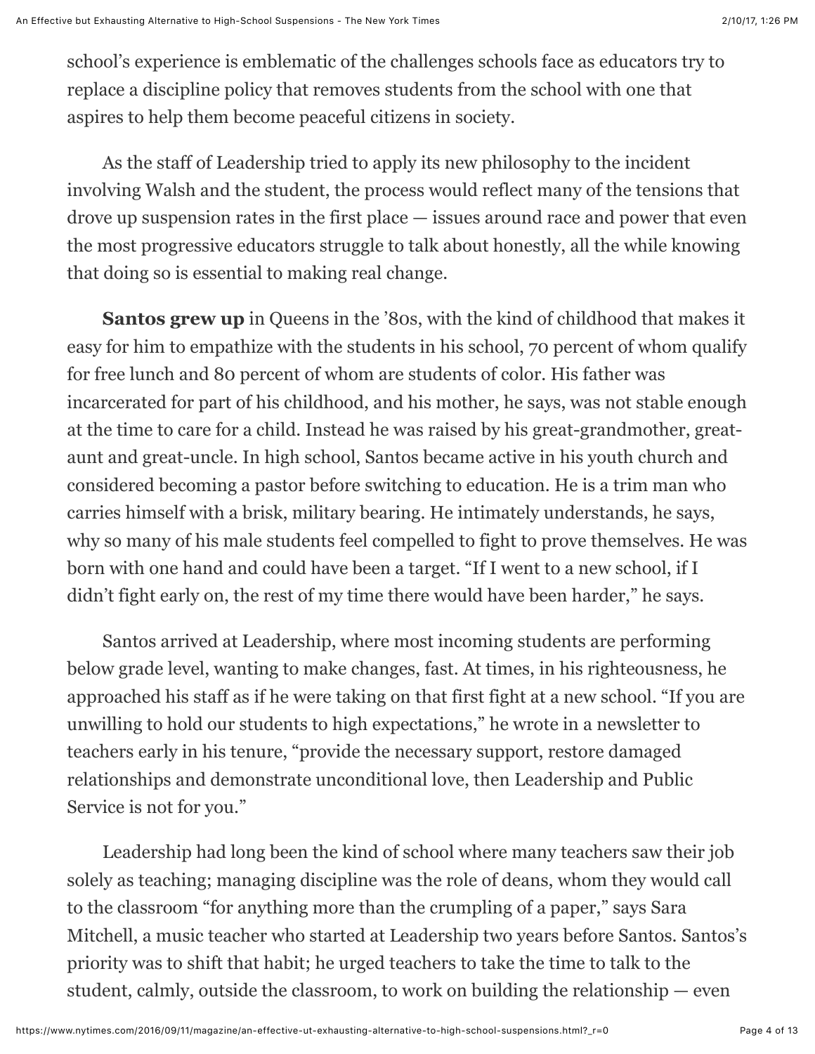school's experience is emblematic of the challenges schools face as educators try to replace a discipline policy that removes students from the school with one that aspires to help them become peaceful citizens in society.

As the staff of Leadership tried to apply its new philosophy to the incident involving Walsh and the student, the process would reflect many of the tensions that drove up suspension rates in the first place — issues around race and power that even the most progressive educators struggle to talk about honestly, all the while knowing that doing so is essential to making real change.

**Santos grew up** in Queens in the '80s, with the kind of childhood that makes it easy for him to empathize with the students in his school, 70 percent of whom qualify for free lunch and 80 percent of whom are students of color. His father was incarcerated for part of his childhood, and his mother, he says, was not stable enough at the time to care for a child. Instead he was raised by his great-grandmother, great-aunt and great-uncle. In high school, Santos became active in his youth church and considered becoming a pastor before switching to education. He is a trim man who carries himself with a brisk, military bearing. He intimately understands, he says, why so many of his male students feel compelled to fight to prove themselves. He was born with one hand and could have been a target. "If I went to a new school, if I didn't fight early on, the rest of my time there would have been harder," he says.

Santos arrived at Leadership, where most incoming students are performing below grade level, wanting to make changes, fast. At times, in his righteousness, he approached his staff as if he were taking on that first fight at a new school. "If you are unwilling to hold our students to high expectations," he wrote in a newsletter to teachers early in his tenure, "provide the necessary support, restore damaged relationships and demonstrate unconditional love, then Leadership and Public Service is not for you."

Leadership had long been the kind of school where many teachers saw their job solely as teaching; managing discipline was the role of deans, whom they would call to the classroom "for anything more than the crumpling of a paper," says Sara Mitchell, a music teacher who started at Leadership two years before Santos. Santos's priority was to shift that habit; he urged teachers to take the time to talk to the student, calmly, outside the classroom, to work on building the relationship — even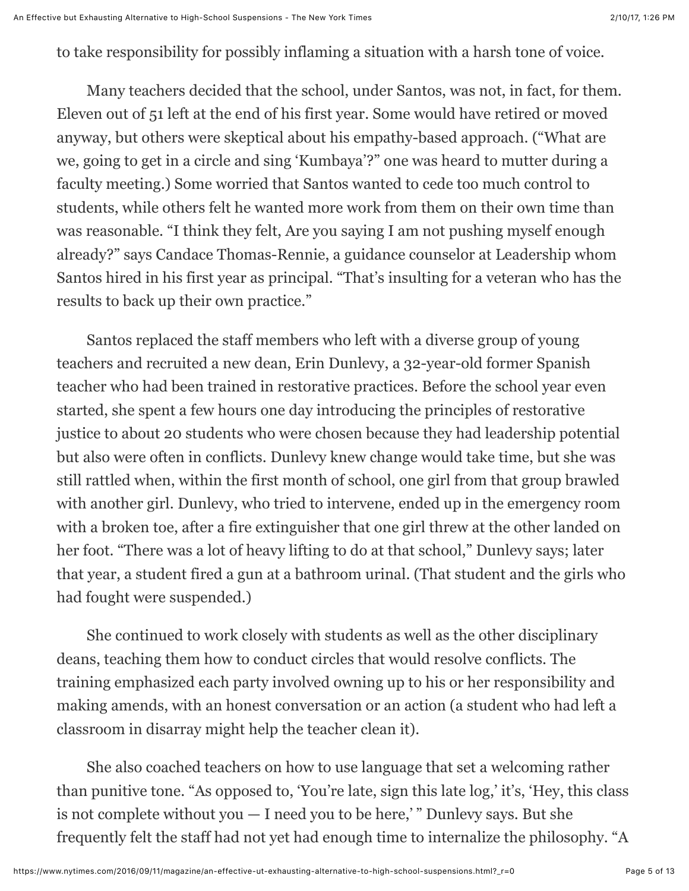to take responsibility for possibly inflaming a situation with a harsh tone of voice.

Many teachers decided that the school, under Santos, was not, in fact, for them. Eleven out of 51 left at the end of his first year. Some would have retired or moved anyway, but others were skeptical about his empathy-based approach. ("What are we, going to get in a circle and sing 'Kumbaya'?" one was heard to mutter during a faculty meeting.) Some worried that Santos wanted to cede too much control to students, while others felt he wanted more work from them on their own time than was reasonable. "I think they felt, Are you saying I am not pushing myself enough already?" says Candace Thomas-Rennie, a guidance counselor at Leadership whom Santos hired in his first year as principal. "That's insulting for a veteran who has the results to back up their own practice."

Santos replaced the staff members who left with a diverse group of young teachers and recruited a new dean, Erin Dunlevy, a 32-year-old former Spanish teacher who had been trained in restorative practices. Before the school year even started, she spent a few hours one day introducing the principles of restorative justice to about 20 students who were chosen because they had leadership potential but also were often in conflicts. Dunlevy knew change would take time, but she was still rattled when, within the first month of school, one girl from that group brawled with another girl. Dunlevy, who tried to intervene, ended up in the emergency room with a broken toe, after a fire extinguisher that one girl threw at the other landed on her foot. "There was a lot of heavy lifting to do at that school," Dunlevy says; later that year, a student fired a gun at a bathroom urinal. (That student and the girls who had fought were suspended.)

She continued to work closely with students as well as the other disciplinary deans, teaching them how to conduct circles that would resolve conflicts. The training emphasized each party involved owning up to his or her responsibility and making amends, with an honest conversation or an action (a student who had left a classroom in disarray might help the teacher clean it).

She also coached teachers on how to use language that set a welcoming rather than punitive tone. "As opposed to, 'You're late, sign this late log,' it's, 'Hey, this class is not complete without you — I need you to be here,' " Dunlevy says. But she frequently felt the staff had not yet had enough time to internalize the philosophy. "A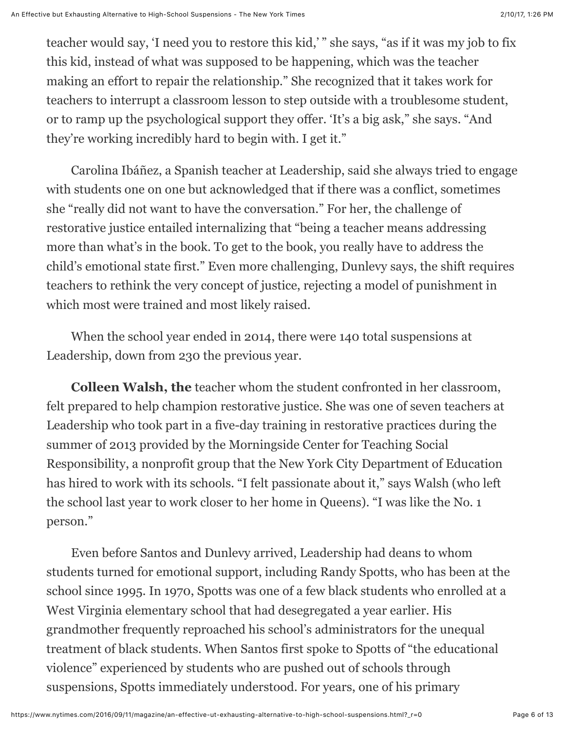teacher would say, 'I need you to restore this kid,' " she says, "as if it was my job to fix this kid, instead of what was supposed to be happening, which was the teacher making an effort to repair the relationship." She recognized that it takes work for teachers to interrupt a classroom lesson to step outside with a troublesome student, or to ramp up the psychological support they offer. 'It's a big ask," she says. "And they're working incredibly hard to begin with. I get it."

Carolina Ibáñez, a Spanish teacher at Leadership, said she always tried to engage with students one on one but acknowledged that if there was a conflict, sometimes she "really did not want to have the conversation." For her, the challenge of restorative justice entailed internalizing that "being a teacher means addressing more than what's in the book. To get to the book, you really have to address the child's emotional state first." Even more challenging, Dunlevy says, the shift requires teachers to rethink the very concept of justice, rejecting a model of punishment in which most were trained and most likely raised.

When the school year ended in 2014, there were 140 total suspensions at Leadership, down from 230 the previous year.

**Colleen Walsh, the** teacher whom the student confronted in her classroom, felt prepared to help champion restorative justice. She was one of seven teachers at Leadership who took part in a five-day training in restorative practices during the summer of 2013 provided by the Morningside Center for Teaching Social Responsibility, a nonprofit group that the New York City Department of Education has hired to work with its schools. "I felt passionate about it," says Walsh (who left the school last year to work closer to her home in Queens). "I was like the No. 1 person."

Even before Santos and Dunlevy arrived, Leadership had deans to whom students turned for emotional support, including Randy Spotts, who has been at the school since 1995. In 1970, Spotts was one of a few black students who enrolled at a West Virginia elementary school that had desegregated a year earlier. His grandmother frequently reproached his school's administrators for the unequal treatment of black students. When Santos first spoke to Spotts of "the educational violence" experienced by students who are pushed out of schools through suspensions, Spotts immediately understood. For years, one of his primary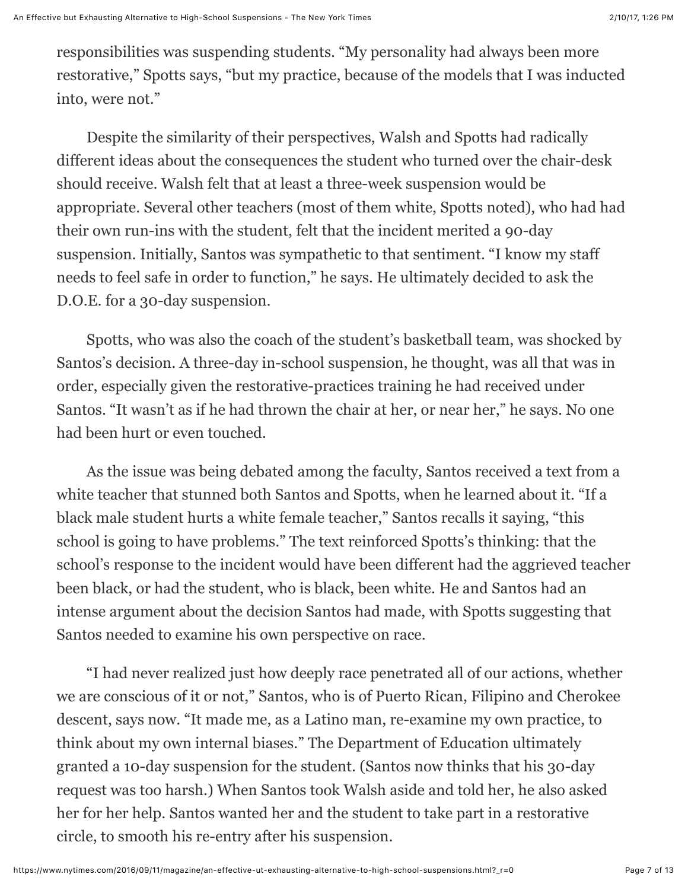responsibilities was suspending students. "My personality had always been more restorative," Spotts says, "but my practice, because of the models that I was inducted into, were not."

Despite the similarity of their perspectives, Walsh and Spotts had radically different ideas about the consequences the student who turned over the chair-desk should receive. Walsh felt that at least a three-week suspension would be appropriate. Several other teachers (most of them white, Spotts noted), who had had their own run-ins with the student, felt that the incident merited a 90-day suspension. Initially, Santos was sympathetic to that sentiment. "I know my staff needs to feel safe in order to function," he says. He ultimately decided to ask the D.O.E. for a 30-day suspension.

Spotts, who was also the coach of the student's basketball team, was shocked by Santos's decision. A three-day in-school suspension, he thought, was all that was in order, especially given the restorative-practices training he had received under Santos. "It wasn't as if he had thrown the chair at her, or near her," he says. No one had been hurt or even touched.

As the issue was being debated among the faculty, Santos received a text from a white teacher that stunned both Santos and Spotts, when he learned about it. "If a black male student hurts a white female teacher," Santos recalls it saying, "this school is going to have problems." The text reinforced Spotts's thinking: that the school's response to the incident would have been different had the aggrieved teacher been black, or had the student, who is black, been white. He and Santos had an intense argument about the decision Santos had made, with Spotts suggesting that Santos needed to examine his own perspective on race.

"I had never realized just how deeply race penetrated all of our actions, whether we are conscious of it or not," Santos, who is of Puerto Rican, Filipino and Cherokee descent, says now. "It made me, as a Latino man, re-examine my own practice, to think about my own internal biases." The Department of Education ultimately granted a 10-day suspension for the student. (Santos now thinks that his 30-day request was too harsh.) When Santos took Walsh aside and told her, he also asked her for her help. Santos wanted her and the student to take part in a restorative circle, to smooth his re-entry after his suspension.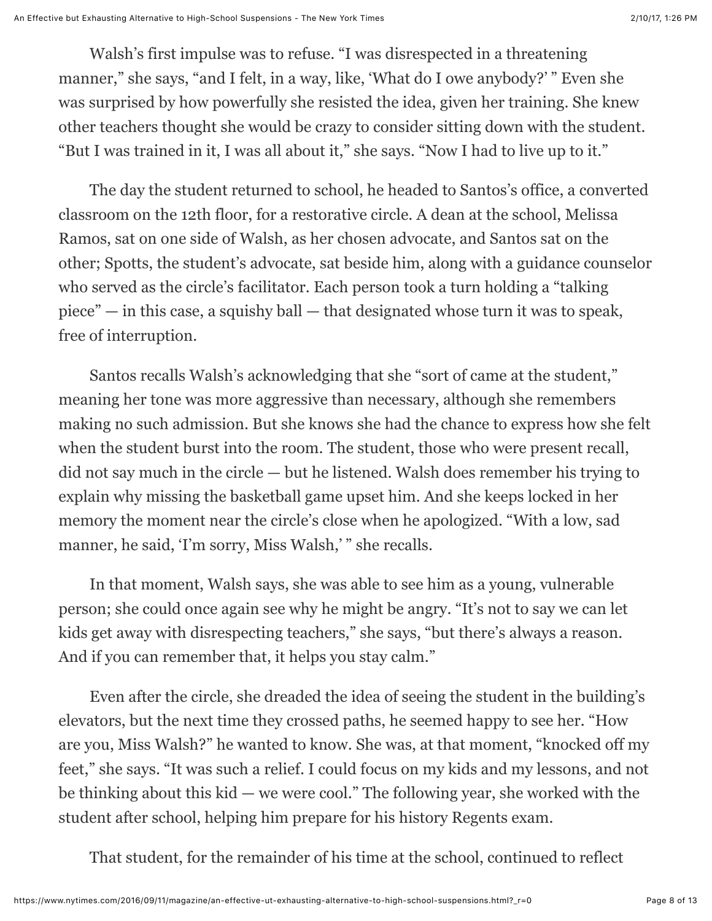Walsh's first impulse was to refuse. "I was disrespected in a threatening manner," she says, "and I felt, in a way, like, 'What do I owe anybody?' " Even she was surprised by how powerfully she resisted the idea, given her training. She knew other teachers thought she would be crazy to consider sitting down with the student. "But I was trained in it, I was all about it," she says. "Now I had to live up to it."

The day the student returned to school, he headed to Santos's office, a converted classroom on the 12th floor, for a restorative circle. A dean at the school, Melissa Ramos, sat on one side of Walsh, as her chosen advocate, and Santos sat on the other; Spotts, the student's advocate, sat beside him, along with a guidance counselor who served as the circle's facilitator. Each person took a turn holding a "talking piece" — in this case, a squishy ball — that designated whose turn it was to speak, free of interruption.

Santos recalls Walsh's acknowledging that she "sort of came at the student," meaning her tone was more aggressive than necessary, although she remembers making no such admission. But she knows she had the chance to express how she felt when the student burst into the room. The student, those who were present recall, did not say much in the circle — but he listened. Walsh does remember his trying to explain why missing the basketball game upset him. And she keeps locked in her memory the moment near the circle's close when he apologized. "With a low, sad manner, he said, 'I'm sorry, Miss Walsh,' " she recalls.

In that moment, Walsh says, she was able to see him as a young, vulnerable person; she could once again see why he might be angry. "It's not to say we can let kids get away with disrespecting teachers," she says, "but there's always a reason. And if you can remember that, it helps you stay calm."

Even after the circle, she dreaded the idea of seeing the student in the building's elevators, but the next time they crossed paths, he seemed happy to see her. "How are you, Miss Walsh?" he wanted to know. She was, at that moment, "knocked off my feet," she says. "It was such a relief. I could focus on my kids and my lessons, and not be thinking about this kid — we were cool." The following year, she worked with the student after school, helping him prepare for his history Regents exam.

That student, for the remainder of his time at the school, continued to reflect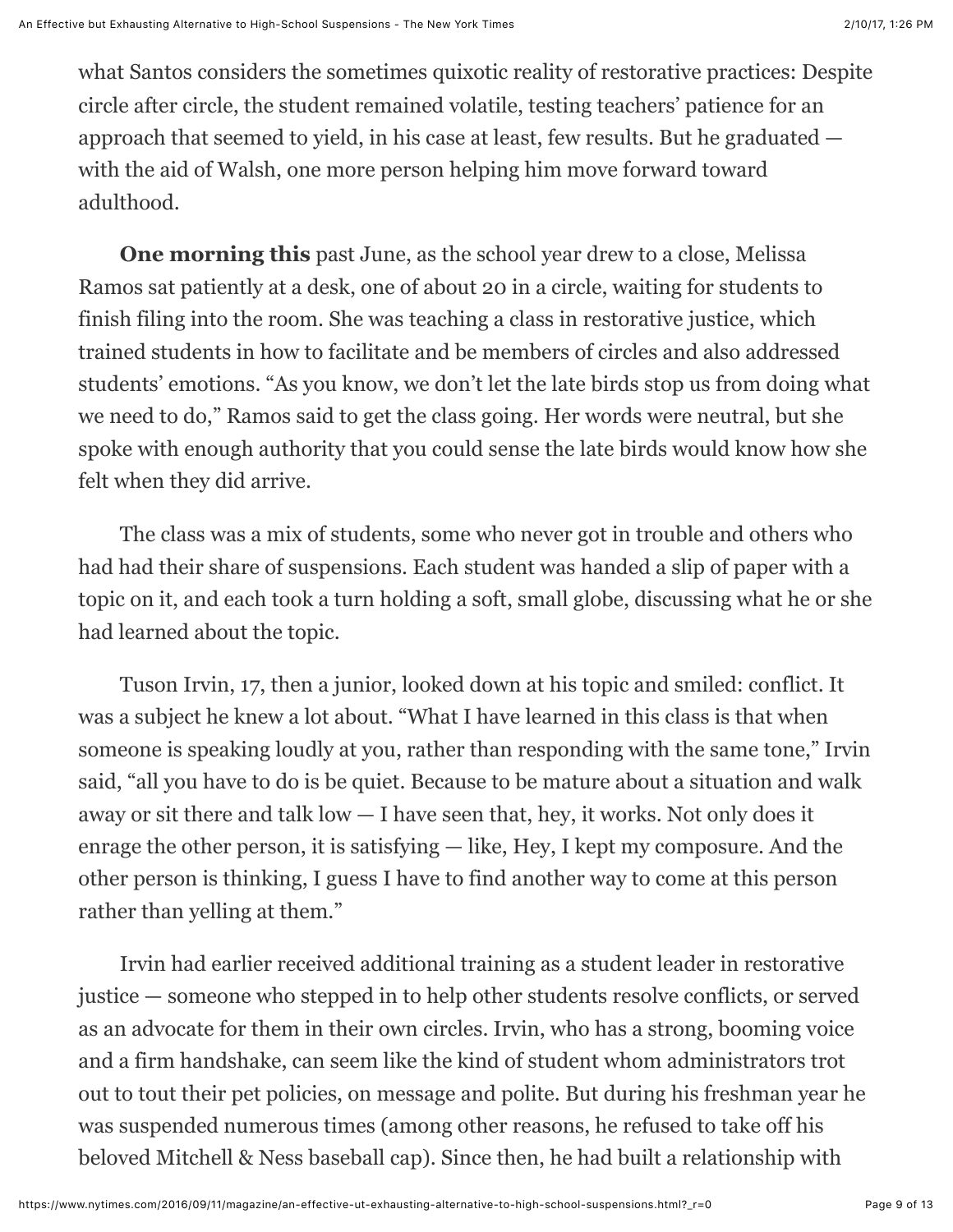what Santos considers the sometimes quixotic reality of restorative practices: Despite circle after circle, the student remained volatile, testing teachers' patience for an approach that seemed to yield, in his case at least, few results. But he graduated — with the aid of Walsh, one more person helping him move forward toward adulthood.

**One morning this** past June, as the school year drew to a close, Melissa Ramos sat patiently at a desk, one of about 20 in a circle, waiting for students to finish filing into the room. She was teaching a class in restorative justice, which trained students in how to facilitate and be members of circles and also addressed students' emotions. "As you know, we don't let the late birds stop us from doing what we need to do," Ramos said to get the class going. Her words were neutral, but she spoke with enough authority that you could sense the late birds would know how she felt when they did arrive.

The class was a mix of students, some who never got in trouble and others who had had their share of suspensions. Each student was handed a slip of paper with a topic on it, and each took a turn holding a soft, small globe, discussing what he or she had learned about the topic.

Tuson Irvin, 17, then a junior, looked down at his topic and smiled: conflict. It was a subject he knew a lot about. "What I have learned in this class is that when someone is speaking loudly at you, rather than responding with the same tone," Irvin said, "all you have to do is be quiet. Because to be mature about a situation and walk away or sit there and talk low — I have seen that, hey, it works. Not only does it enrage the other person, it is satisfying — like, Hey, I kept my composure. And the other person is thinking, I guess I have to find another way to come at this person rather than yelling at them."

Irvin had earlier received additional training as a student leader in restorative justice — someone who stepped in to help other students resolve conflicts, or served as an advocate for them in their own circles. Irvin, who has a strong, booming voice and a firm handshake, can seem like the kind of student whom administrators trot out to tout their pet policies, on message and polite. But during his freshman year he was suspended numerous times (among other reasons, he refused to take off his beloved Mitchell & Ness baseball cap). Since then, he had built a relationship with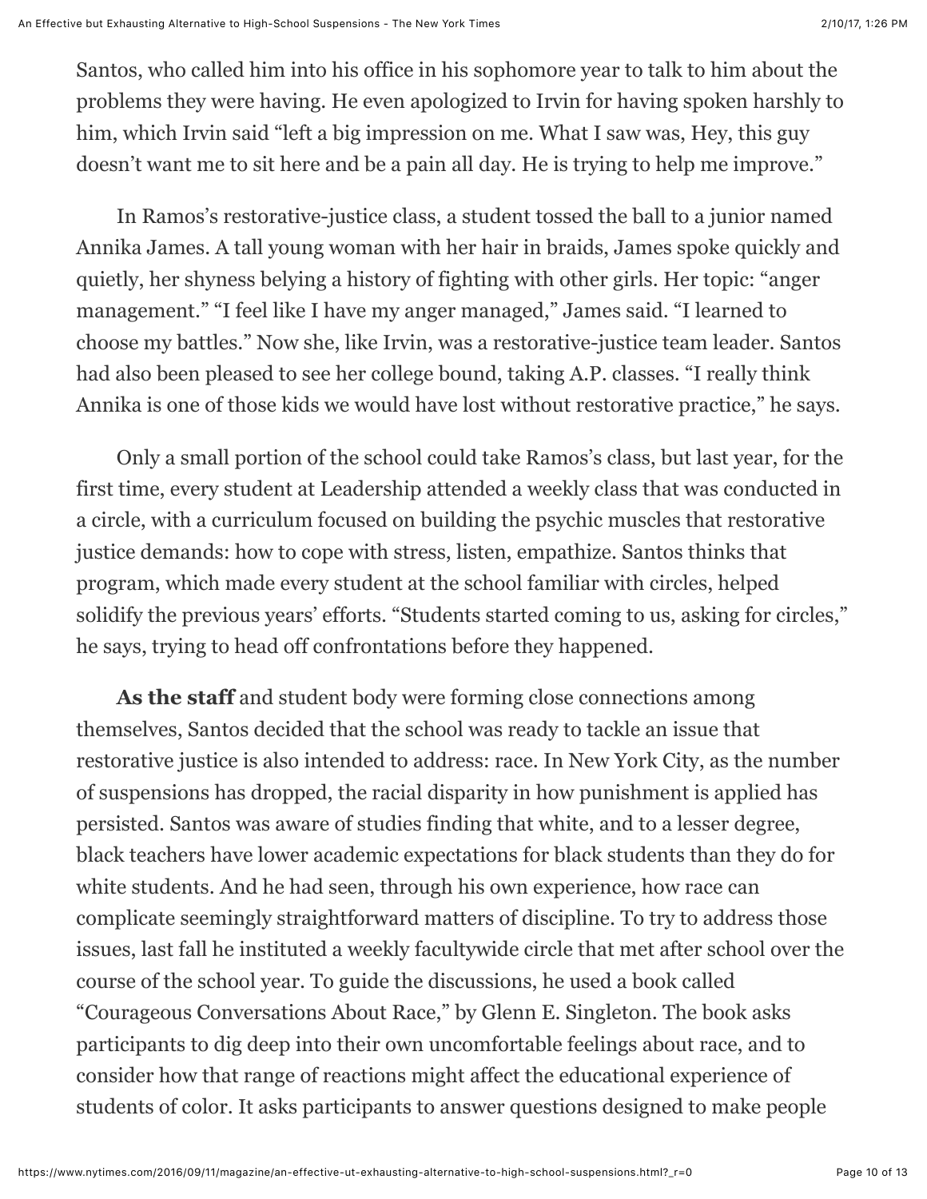Santos, who called him into his office in his sophomore year to talk to him about the problems they were having. He even apologized to Irvin for having spoken harshly to him, which Irvin said "left a big impression on me. What I saw was, Hey, this guy doesn't want me to sit here and be a pain all day. He is trying to help me improve."

In Ramos's restorative-justice class, a student tossed the ball to a junior named Annika James. A tall young woman with her hair in braids, James spoke quickly and quietly, her shyness belying a history of fighting with other girls. Her topic: "anger management." "I feel like I have my anger managed," James said. "I learned to choose my battles." Now she, like Irvin, was a restorative-justice team leader. Santos had also been pleased to see her college bound, taking A.P. classes. "I really think Annika is one of those kids we would have lost without restorative practice," he says.

Only a small portion of the school could take Ramos's class, but last year, for the first time, every student at Leadership attended a weekly class that was conducted in a circle, with a curriculum focused on building the psychic muscles that restorative justice demands: how to cope with stress, listen, empathize. Santos thinks that program, which made every student at the school familiar with circles, helped solidify the previous years' efforts. "Students started coming to us, asking for circles," he says, trying to head off confrontations before they happened.

**As the staff** and student body were forming close connections among themselves, Santos decided that the school was ready to tackle an issue that restorative justice is also intended to address: race. In New York City, as the number of suspensions has dropped, the racial disparity in how punishment is applied has persisted. Santos was aware of studies finding that white, and to a lesser degree, black teachers have lower academic expectations for black students than they do for white students. And he had seen, through his own experience, how race can complicate seemingly straightforward matters of discipline. To try to address those issues, last fall he instituted a weekly facultywide circle that met after school over the course of the school year. To guide the discussions, he used a book called "Courageous Conversations About Race," by Glenn E. Singleton. The book asks participants to dig deep into their own uncomfortable feelings about race, and to consider how that range of reactions might affect the educational experience of students of color. It asks participants to answer questions designed to make people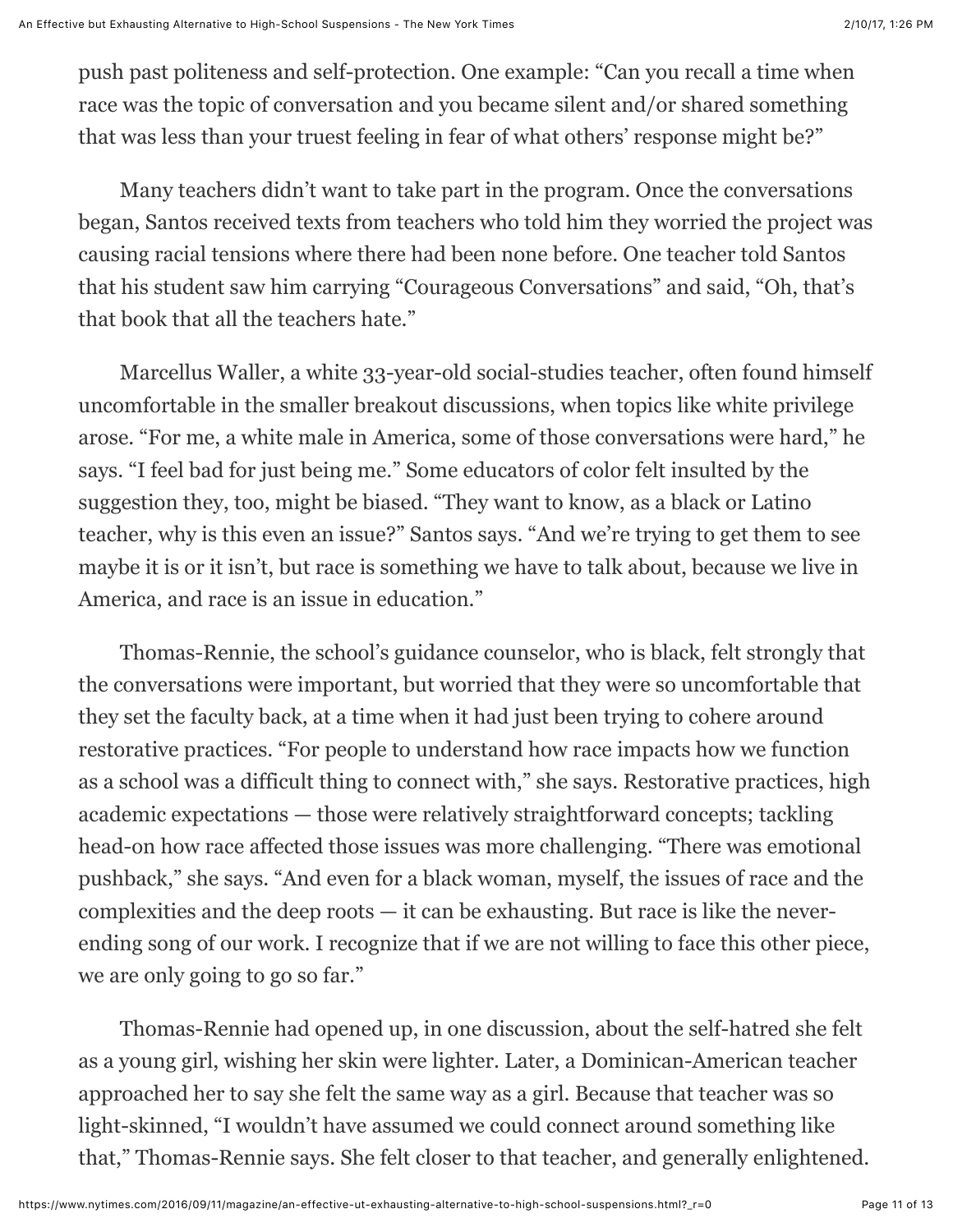push past politeness and self-protection. One example: "Can you recall a time when race was the topic of conversation and you became silent and/or shared something that was less than your truest feeling in fear of what others' response might be?"

Many teachers didn't want to take part in the program. Once the conversations began, Santos received texts from teachers who told him they worried the project was causing racial tensions where there had been none before. One teacher told Santos that his student saw him carrying "Courageous Conversations" and said, "Oh, that's that book that all the teachers hate."

Marcellus Waller, a white 33-year-old social-studies teacher, often found himself uncomfortable in the smaller breakout discussions, when topics like white privilege arose. "For me, a white male in America, some of those conversations were hard," he says. "I feel bad for just being me." Some educators of color felt insulted by the suggestion they, too, might be biased. "They want to know, as a black or Latino teacher, why is this even an issue?" Santos says. "And we're trying to get them to see maybe it is or it isn't, but race is something we have to talk about, because we live in America, and race is an issue in education."

Thomas-Rennie, the school's guidance counselor, who is black, felt strongly that the conversations were important, but worried that they were so uncomfortable that they set the faculty back, at a time when it had just been trying to cohere around restorative practices. "For people to understand how race impacts how we function as a school was a difficult thing to connect with," she says. Restorative practices, high academic expectations — those were relatively straightforward concepts; tackling head-on how race affected those issues was more challenging. "There was emotional pushback," she says. "And even for a black woman, myself, the issues of race and the complexities and the deep roots — it can be exhausting. But race is like the never-ending song of our work. I recognize that if we are not willing to face this other piece, we are only going to go so far."

Thomas-Rennie had opened up, in one discussion, about the self-hatred she felt as a young girl, wishing her skin were lighter. Later, a Dominican-American teacher approached her to say she felt the same way as a girl. Because that teacher was so light-skinned, "I wouldn't have assumed we could connect around something like that," Thomas-Rennie says. She felt closer to that teacher, and generally enlightened.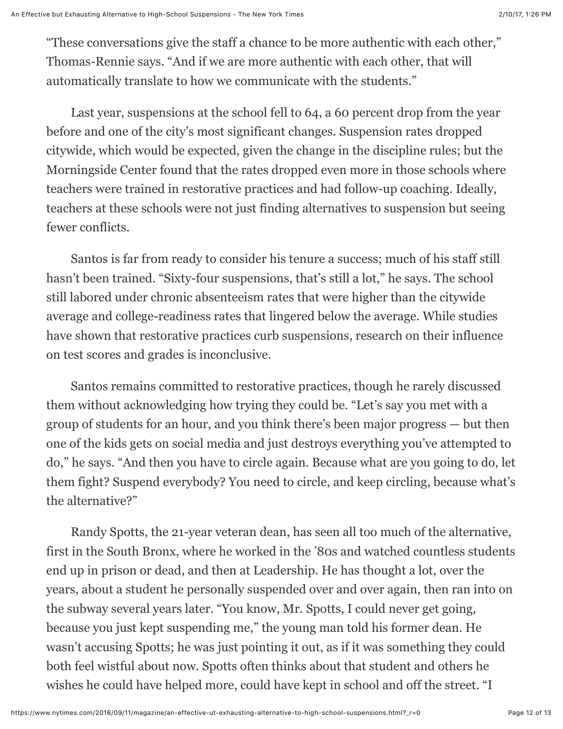"These conversations give the staff a chance to be more authentic with each other," Thomas-Rennie says. "And if we are more authentic with each other, that will automatically translate to how we communicate with the students."

Last year, suspensions at the school fell to 64, a 60 percent drop from the year before and one of the city's most significant changes. Suspension rates dropped citywide, which would be expected, given the change in the discipline rules; but the Morningside Center found that the rates dropped even more in those schools where teachers were trained in restorative practices and had follow-up coaching. Ideally, teachers at these schools were not just finding alternatives to suspension but seeing fewer conflicts.

Santos is far from ready to consider his tenure a success; much of his staff still hasn't been trained. "Sixty-four suspensions, that's still a lot," he says. The school still labored under chronic absenteeism rates that were higher than the citywide average and college-readiness rates that lingered below the average. While studies have shown that restorative practices curb suspensions, research on their influence on test scores and grades is inconclusive.

Santos remains committed to restorative practices, though he rarely discussed them without acknowledging how trying they could be. "Let's say you met with a group of students for an hour, and you think there's been major progress — but then one of the kids gets on social media and just destroys everything you've attempted to do," he says. "And then you have to circle again. Because what are you going to do, let them fight? Suspend everybody? You need to circle, and keep circling, because what's the alternative?"

Randy Spotts, the 21-year veteran dean, has seen all too much of the alternative, first in the South Bronx, where he worked in the '80s and watched countless students end up in prison or dead, and then at Leadership. He has thought a lot, over the years, about a student he personally suspended over and over again, then ran into on the subway several years later. "You know, Mr. Spotts, I could never get going, because you just kept suspending me," the young man told his former dean. He wasn't accusing Spotts; he was just pointing it out, as if it was something they could both feel wistful about now. Spotts often thinks about that student and others he wishes he could have helped more, could have kept in school and off the street. "I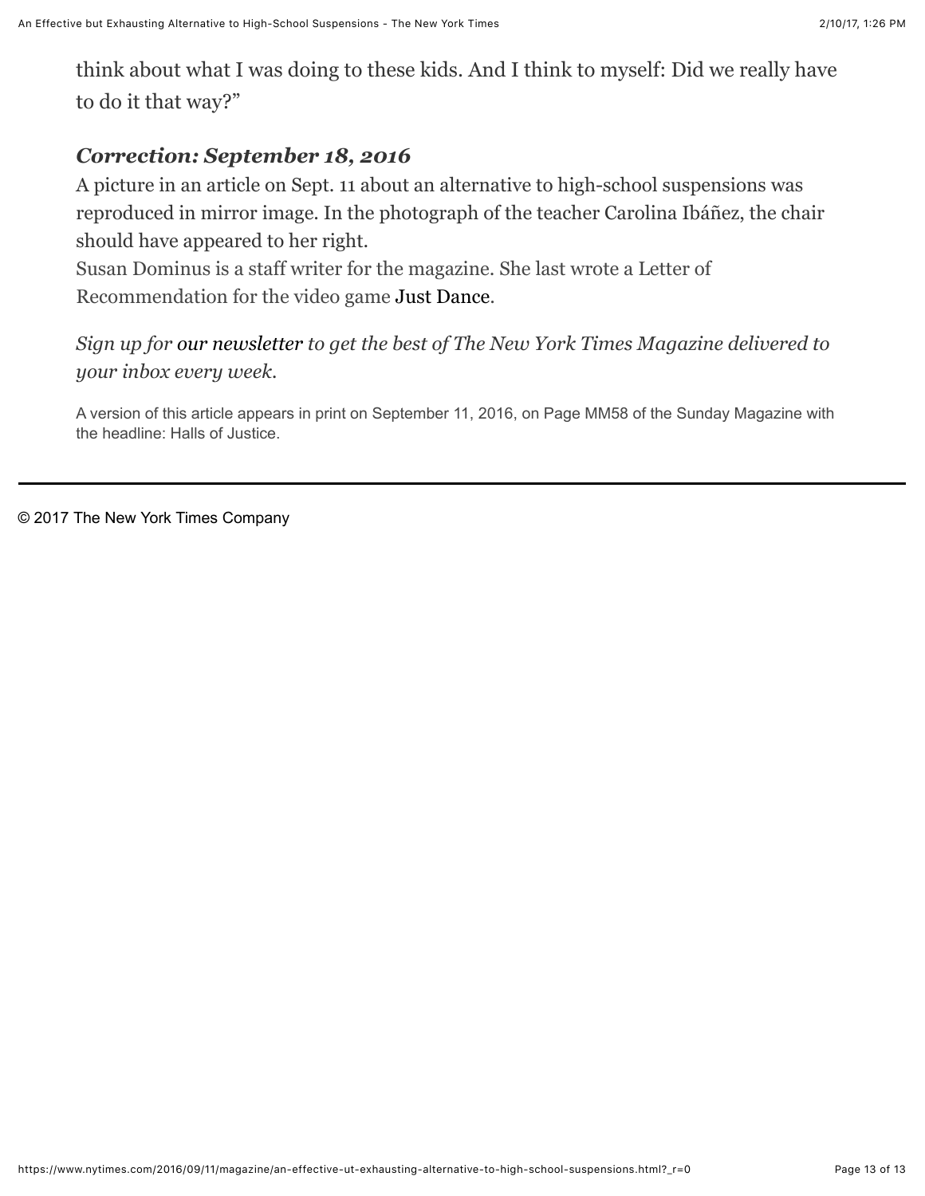think about what I was doing to these kids. And I think to myself: Did we really have to do it that way?"

***Correction: September 18, 2016***

A picture in an article on Sept. 11 about an alternative to high-school suspensions was reproduced in mirror image. In the photograph of the teacher Carolina Ibáñez, the chair should have appeared to her right.

Susan Dominus is a staff writer for the magazine. She last wrote a Letter of Recommendation for the video game Just Dance.

*Sign up for our newsletter to get the best of The New York Times Magazine delivered to your inbox every week.*

A version of this article appears in print on September 11, 2016, on Page MM58 of the Sunday Magazine with the headline: Halls of Justice.

---

© 2017 The New York Times Company